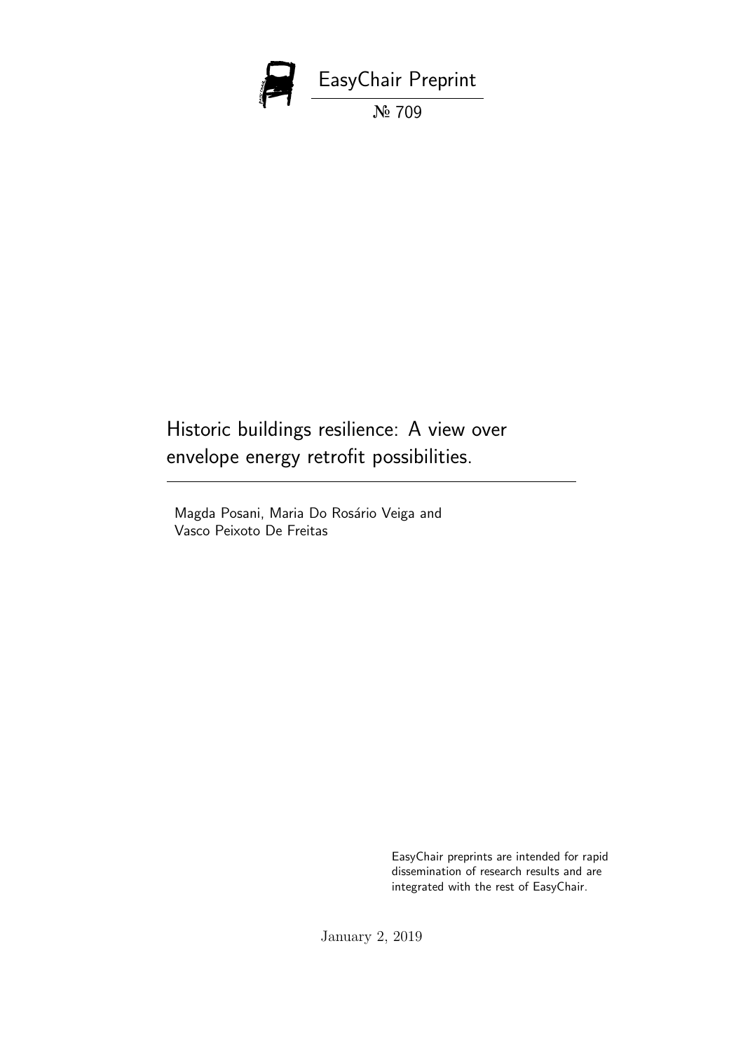EasyChair Preprint

№ 709

# Historic buildings resilience: A view over envelope energy retrofit possibilities.

Magda Posani, Maria Do Rosário Veiga and Vasco Peixoto De Freitas

EasyChair preprints are intended for rapid dissemination of research results and are integrated with the rest of EasyChair.

January 2, 2019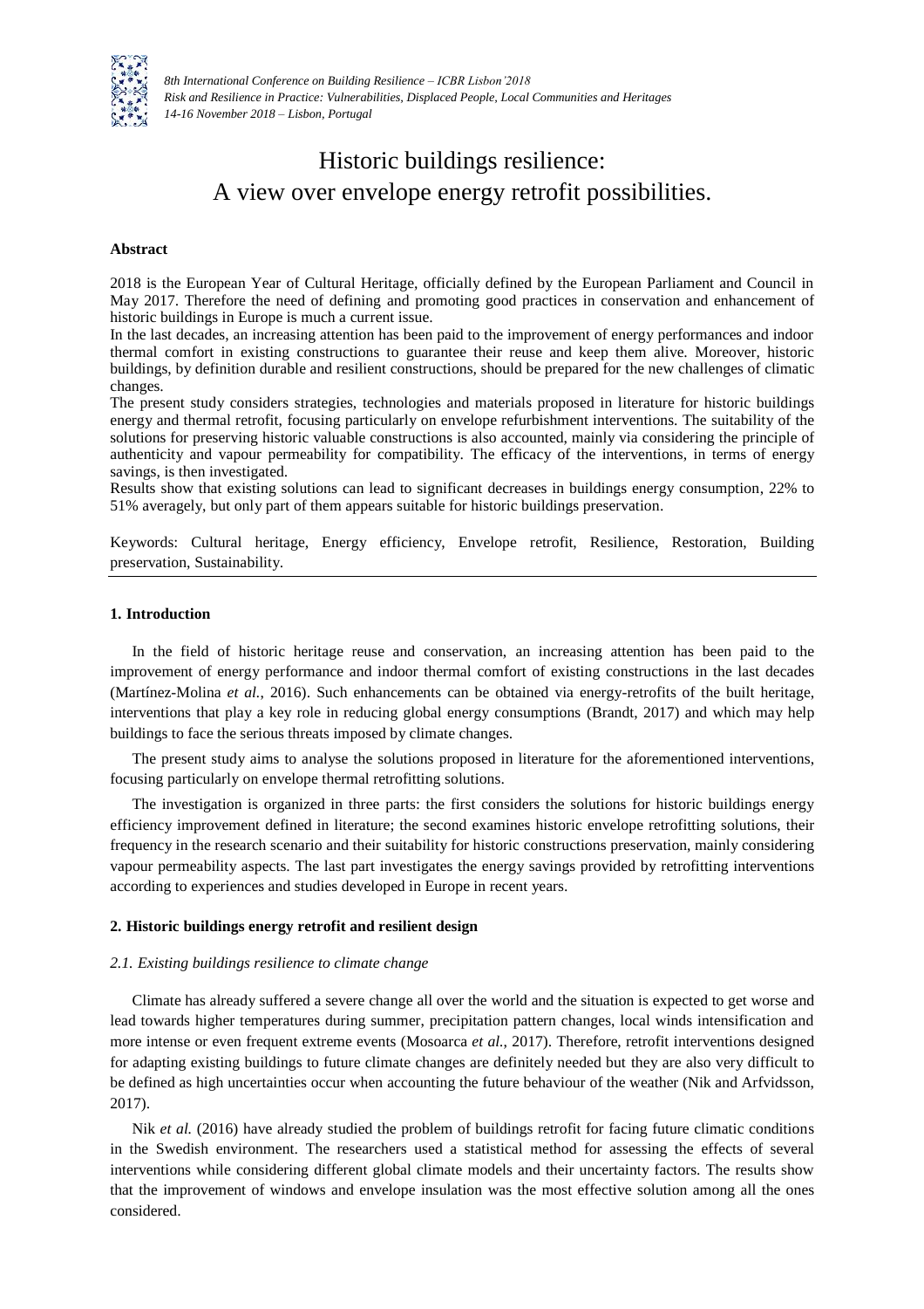# Historic buildings resilience: A view over envelope energy retrofit possibilities.

**Abstract**

2018 is the European Year of Cultural Heritage, officially defined by the European Parliament and Council in May 2017. Therefore the need of defining and promoting good practices in conservation and enhancement of historic buildings in Europe is much a current issue.

In the last decades, an increasing attention has been paid to the improvement of energy performances and indoor thermal comfort in existing constructions to guarantee their reuse and keep them alive. Moreover, historic buildings, by definition durable and resilient constructions, should be prepared for the new challenges of climatic changes.

The present study considers strategies, technologies and materials proposed in literature for historic buildings energy and thermal retrofit, focusing particularly on envelope refurbishment interventions. The suitability of the solutions for preserving historic valuable constructions is also accounted, mainly via considering the principle of authenticity and vapour permeability for compatibility. The efficacy of the interventions, in terms of energy savings, is then investigated.

Results show that existing solutions can lead to significant decreases in buildings energy consumption, 22% to 51% averagely, but only part of them appears suitable for historic buildings preservation.

Keywords: Cultural heritage, Energy efficiency, Envelope retrofit, Resilience, Restoration, Building preservation, Sustainability.

## 1. Introduction

In the field of historic heritage reuse and conservation, an increasing attention has been paid to the improvement of energy performance and indoor thermal comfort of existing constructions in the last decades (Martínez-Molina *et al.*, 2016). Such enhancements can be obtained via energy-retrofits of the built heritage, interventions that play a key role in reducing global energy consumptions (Brandt, 2017) and which may help buildings to face the serious threats imposed by climate changes.

The present study aims to analyse the solutions proposed in literature for the aforementioned interventions, focusing particularly on envelope thermal retrofitting solutions.

The investigation is organized in three parts: the first considers the solutions for historic buildings energy efficiency improvement defined in literature; the second examines historic envelope retrofitting solutions, their frequency in the research scenario and their suitability for historic constructions preservation, mainly considering vapour permeability aspects. The last part investigates the energy savings provided by retrofitting interventions according to experiences and studies developed in Europe in recent years.

## 2. Historic buildings energy retrofit and resilient design

### *2.1. Existing buildings resilience to climate change*

Climate has already suffered a severe change all over the world and the situation is expected to get worse and lead towards higher temperatures during summer, precipitation pattern changes, local winds intensification and more intense or even frequent extreme events (Mosoarca *et al.*, 2017). Therefore, retrofit interventions designed for adapting existing buildings to future climate changes are definitely needed but they are also very difficult to be defined as high uncertainties occur when accounting the future behaviour of the weather (Nik and Arfvidsson, 2017).

Nik *et al.* (2016) have already studied the problem of buildings retrofit for facing future climatic conditions in the Swedish environment. The researchers used a statistical method for assessing the effects of several interventions while considering different global climate models and their uncertainty factors. The results show that the improvement of windows and envelope insulation was the most effective solution among all the ones considered.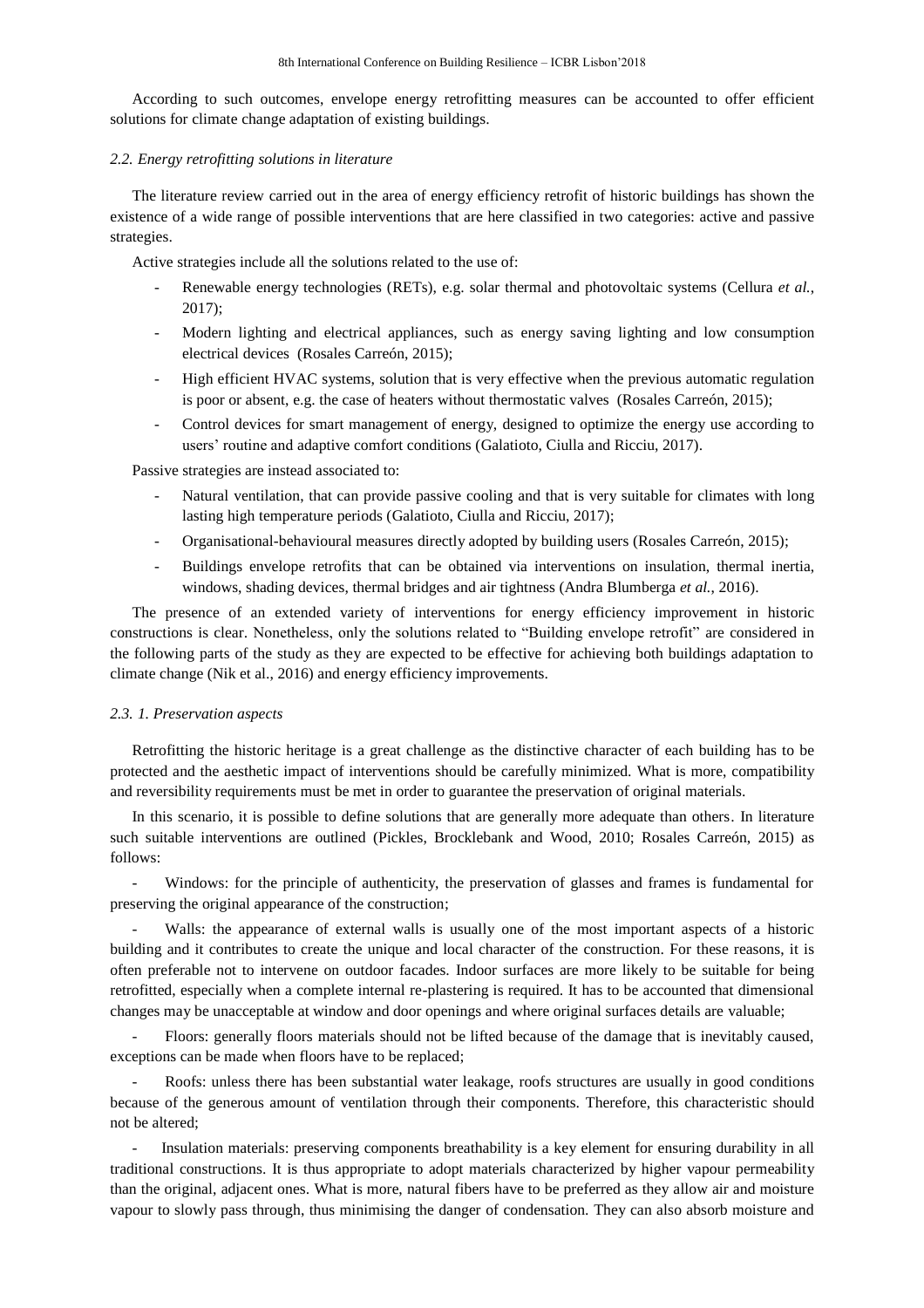According to such outcomes, envelope energy retrofitting measures can be accounted to offer efficient solutions for climate change adaptation of existing buildings.

### *2.2. Energy retrofitting solutions in literature*

The literature review carried out in the area of energy efficiency retrofit of historic buildings has shown the existence of a wide range of possible interventions that are here classified in two categories: active and passive strategies.

Active strategies include all the solutions related to the use of:

- Renewable energy technologies (RETs), e.g. solar thermal and photovoltaic systems (Cellura *et al.*, 2017);
- Modern lighting and electrical appliances, such as energy saving lighting and low consumption electrical devices (Rosales Carreón, 2015);
- High efficient HVAC systems, solution that is very effective when the previous automatic regulation is poor or absent, e.g. the case of heaters without thermostatic valves (Rosales Carreón, 2015);
- Control devices for smart management of energy, designed to optimize the energy use according to users' routine and adaptive comfort conditions (Galatioto, Ciulla and Ricciu, 2017).

Passive strategies are instead associated to:

- Natural ventilation, that can provide passive cooling and that is very suitable for climates with long lasting high temperature periods (Galatioto, Ciulla and Ricciu, 2017);
- Organisational-behavioural measures directly adopted by building users (Rosales Carreón, 2015);
- Buildings envelope retrofits that can be obtained via interventions on insulation, thermal inertia, windows, shading devices, thermal bridges and air tightness (Andra Blumberga *et al.*, 2016).

The presence of an extended variety of interventions for energy efficiency improvement in historic constructions is clear. Nonetheless, only the solutions related to "Building envelope retrofit" are considered in the following parts of the study as they are expected to be effective for achieving both buildings adaptation to climate change (Nik et al., 2016) and energy efficiency improvements.

### *2.3. 1. Preservation aspects*

Retrofitting the historic heritage is a great challenge as the distinctive character of each building has to be protected and the aesthetic impact of interventions should be carefully minimized. What is more, compatibility and reversibility requirements must be met in order to guarantee the preservation of original materials.

In this scenario, it is possible to define solutions that are generally more adequate than others. In literature such suitable interventions are outlined (Pickles, Brocklebank and Wood, 2010; Rosales Carreón, 2015) as follows:

- Windows: for the principle of authenticity, the preservation of glasses and frames is fundamental for preserving the original appearance of the construction;
- Walls: the appearance of external walls is usually one of the most important aspects of a historic building and it contributes to create the unique and local character of the construction. For these reasons, it is often preferable not to intervene on outdoor facades. Indoor surfaces are more likely to be suitable for being retrofitted, especially when a complete internal re-plastering is required. It has to be accounted that dimensional changes may be unacceptable at window and door openings and where original surfaces details are valuable;
- Floors: generally floors materials should not be lifted because of the damage that is inevitably caused, exceptions can be made when floors have to be replaced;
- Roofs: unless there has been substantial water leakage, roofs structures are usually in good conditions because of the generous amount of ventilation through their components. Therefore, this characteristic should not be altered;
- Insulation materials: preserving components breathability is a key element for ensuring durability in all traditional constructions. It is thus appropriate to adopt materials characterized by higher vapour permeability than the original, adjacent ones. What is more, natural fibers have to be preferred as they allow air and moisture vapour to slowly pass through, thus minimising the danger of condensation. They can also absorb moisture and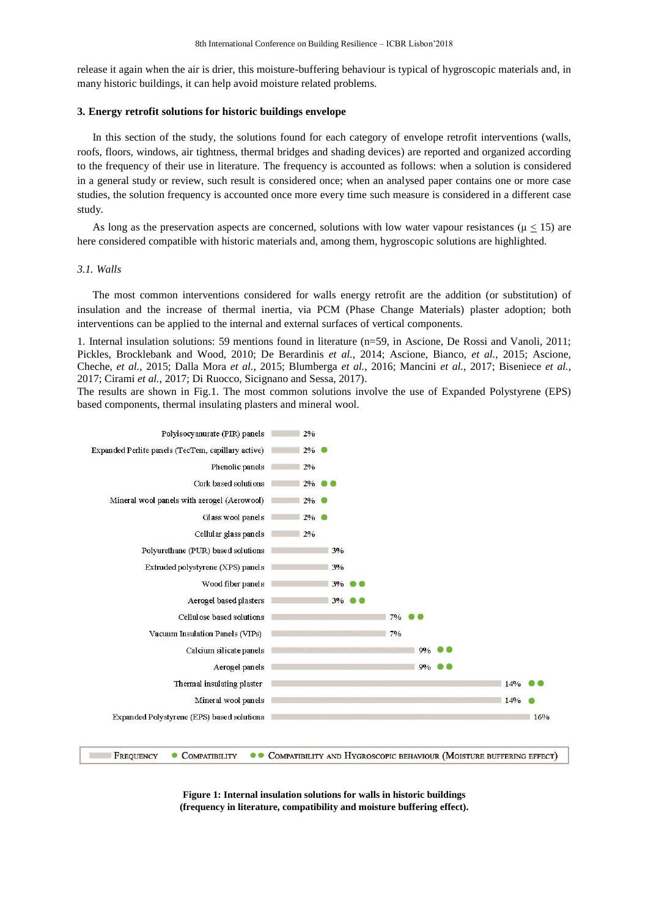release it again when the air is drier, this moisture-buffering behaviour is typical of hygroscopic materials and, in many historic buildings, it can help avoid moisture related problems.

### 3. Energy retrofit solutions for historic buildings envelope

In this section of the study, the solutions found for each category of envelope retrofit interventions (walls, roofs, floors, windows, air tightness, thermal bridges and shading devices) are reported and organized according to the frequency of their use in literature. The frequency is accounted as follows: when a solution is considered in a general study or review, such result is considered once; when an analysed paper contains one or more case studies, the solution frequency is accounted once more every time such measure is considered in a different case study.

As long as the preservation aspects are concerned, solutions with low water vapour resistances ($\mu \leq 15$) are here considered compatible with historic materials and, among them, hygroscopic solutions are highlighted.

#### *3.1. Walls*

The most common interventions considered for walls energy retrofit are the addition (or substitution) of insulation and the increase of thermal inertia, via PCM (Phase Change Materials) plaster adoption; both interventions can be applied to the internal and external surfaces of vertical components.

1. Internal insulation solutions: 59 mentions found in literature (n=59, in Ascione, De Rossi and Vanoli, 2011; Pickles, Brocklebank and Wood, 2010; De Berardinis *et al.*, 2014; Ascione, Bianco, *et al.*, 2015; Ascione, Cheche, *et al.*, 2015; Dalla Mora *et al.*, 2015; Blumberga *et al.*, 2016; Mancini *et al.*, 2017; Biseniece *et al.*, 2017; Cirami *et al.*, 2017; Di Ruocco, Sicignano and Sessa, 2017).
The results are shown in Fig.1. The most common solutions involve the use of Expanded Polystyrene (EPS) based components, thermal insulating plasters and mineral wool.

| Solution | Frequency | Compatibility |
|---|---|---|
| Polyisocyanurate (PIR) panels | 2% | |
| Expanded Perlite panels (TecTem, capillary active) | 2% | ● |
| Phenolic panels | 2% | |
| Cork based solutions | 2% | ●● |
| Mineral wool panels with aerogel (Aerowool) | 2% | ● |
| Glass wool panels | 2% | ● |
| Cellular glass panels | 2% | |
| Polyurethane (PUR) based solutions | 3% | |
| Extruded polystyrene (XPS) panels | 3% | |
| Wood fiber panels | 3% | ●● |
| Aerogel based plasters | 3% | ●● |
| Cellulose based solutions | 7% | ●● |
| Vacuum Insulation Panels (VIPs) | 7% | |
| Calcium silicate panels | 9% | ●● |
| Aerogel panels | 9% | ●● |
| Thermal insulating plaster | 14% | ●● |
| Mineral wool panels | 14% | ● |
| Expanded Polystyrene (EPS) based solutions | 16% | |

Frequency ● Compatibility ●● Compatibility and Hygroscopic behaviour (Moisture buffering effect)

**Figure 1: Internal insulation solutions for walls in historic buildings (frequency in literature, compatibility and moisture buffering effect).**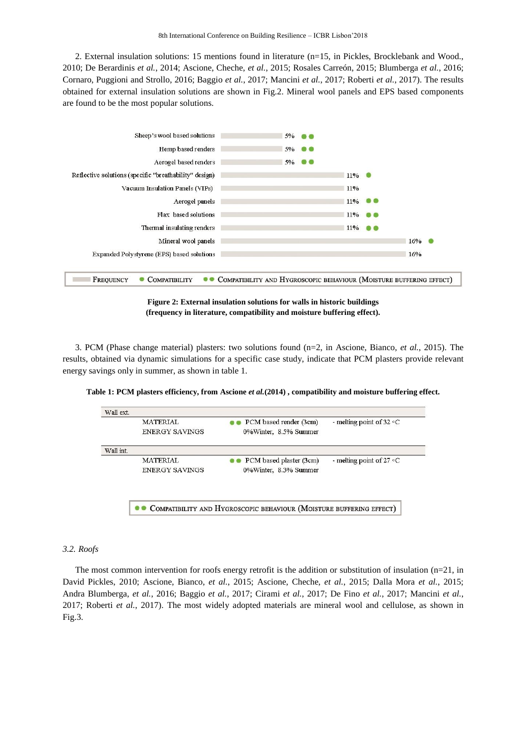2. External insulation solutions: 15 mentions found in literature (n=15, in Pickles, Brocklebank and Wood., 2010; De Berardinis *et al.*, 2014; Ascione, Cheche, *et al.*, 2015; Rosales Carreón, 2015; Blumberga *et al.*, 2016; Cornaro, Puggioni and Strollo, 2016; Baggio *et al.*, 2017; Mancini *et al.*, 2017; Roberti *et al.*, 2017). The results obtained for external insulation solutions are shown in Fig.2. Mineral wool panels and EPS based components are found to be the most popular solutions.

| Solution | Frequency | Compatibility |
|---|---|---|
| Sheep's wool based solutions | 5% | ●● |
| Hemp based renders | 5% | ●● |
| Aerogel based renders | 5% | ●● |
| Reflective solutions (specific "breathability" design) | 11% | ● |
| Vacuum Insulation Panels (VIPs) | 11% | |
| Aerogel panels | 11% | ●● |
| Flax based solutions | 11% | ●● |
| Thermal insulating renders | 11% | ●● |
| Mineral wool panels | 16% | ● |
| Expanded Polystyrene (EPS) based solutions | 16% | |

FREQUENCY ● COMPATIBILITY ●● COMPATIBILITY AND HYGROSCOPIC BEHAVIOUR (MOISTURE BUFFERING EFFECT)

**Figure 2: External insulation solutions for walls in historic buildings (frequency in literature, compatibility and moisture buffering effect).**

3. PCM (Phase change material) plasters: two solutions found (n=2, in Ascione, Bianco, *et al.*, 2015). The results, obtained via dynamic simulations for a specific case study, indicate that PCM plasters provide relevant energy savings only in summer, as shown in table 1.

**Table 1: PCM plasters efficiency, from Ascione *et al.*(2014) , compatibility and moisture buffering effect.**

| Wall ext. | | | |
|---|---|---|---|
| | MATERIAL | ●● PCM based render (3cm) | - melting point of 32 °C |
| | ENERGY SAVINGS | 0%Winter, 8.5% Summer | |
| **Wall int.** | | | |
| | MATERIAL | ●● PCM based plaster (3cm) | - melting point of 27 °C |
| | ENERGY SAVINGS | 0%Winter, 8.3% Summer | |

●● COMPATIBILITY AND HYGROSCOPIC BEHAVIOUR (MOISTURE BUFFERING EFFECT)

### *3.2. Roofs*

The most common intervention for roofs energy retrofit is the addition or substitution of insulation (n=21, in David Pickles, 2010; Ascione, Bianco, *et al.*, 2015; Ascione, Cheche, *et al.*, 2015; Dalla Mora *et al.*, 2015; Andra Blumberga, *et al.*, 2016; Baggio *et al.*, 2017; Cirami *et al.*, 2017; De Fino *et al.*, 2017; Mancini *et al.*, 2017; Roberti *et al.*, 2017). The most widely adopted materials are mineral wool and cellulose, as shown in Fig.3.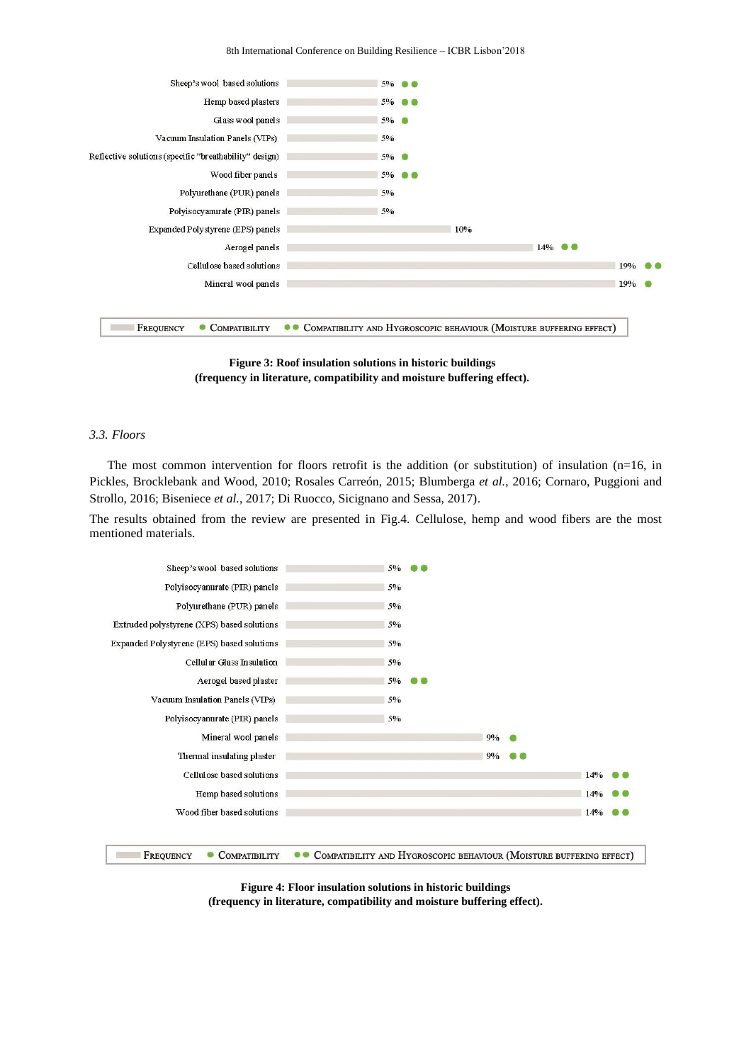| Roof insulation solution | Frequency | Compatibility / Hygroscopic behaviour |
|---|---|---|
| Sheep's wool based solutions | 5% | ●● |
| Hemp based plasters | 5% | ●● |
| Glass wool panels | 5% | ● |
| Vacuum Insulation Panels (VIPs) | 5% | |
| Reflective solutions (specific "breathability" design) | 5% | ● |
| Wood fiber panels | 5% | ●● |
| Polyurethane (PUR) panels | 5% | |
| Polyisocyanurate (PIR) panels | 5% | |
| Expanded Polystyrene (EPS) panels | 10% | |
| Aerogel panels | 14% | ●● |
| Cellulose based solutions | 19% | ●● |
| Mineral wool panels | 19% | ● |

FREQUENCY ● COMPATIBILITY ●● COMPATIBILITY AND HYGROSCOPIC BEHAVIOUR (MOISTURE BUFFERING EFFECT)

**Figure 3: Roof insulation solutions in historic buildings (frequency in literature, compatibility and moisture buffering effect).**

### 3.3. Floors

The most common intervention for floors retrofit is the addition (or substitution) of insulation (n=16, in Pickles, Brocklebank and Wood, 2010; Rosales Carreón, 2015; Blumberga *et al.*, 2016; Cornaro, Puggioni and Strollo, 2016; Biseniece *et al.*, 2017; Di Ruocco, Sicignano and Sessa, 2017).

The results obtained from the review are presented in Fig.4. Cellulose, hemp and wood fibers are the most mentioned materials.

| Floor insulation solution | Frequency | Compatibility / Hygroscopic behaviour |
|---|---|---|
| Sheep's wool based solutions | 5% | ●● |
| Polyisocyanurate (PIR) panels | 5% | |
| Polyurethane (PUR) panels | 5% | |
| Extruded polystyrene (XPS) based solutions | 5% | |
| Expanded Polystyrene (EPS) based solutions | 5% | |
| Cellular Glass Insulation | 5% | |
| Aerogel based plaster | 5% | ●● |
| Vacuum Insulation Panels (VIPs) | 5% | |
| Polyisocyanurate (PIR) panels | 5% | |
| Mineral wool panels | 9% | ● |
| Thermal insulating plaster | 9% | ●● |
| Cellulose based solutions | 14% | ●● |
| Hemp based solutions | 14% | ●● |
| Wood fiber based solutions | 14% | ●● |

FREQUENCY ● COMPATIBILITY ●● COMPATIBILITY AND HYGROSCOPIC BEHAVIOUR (MOISTURE BUFFERING EFFECT)

**Figure 4: Floor insulation solutions in historic buildings (frequency in literature, compatibility and moisture buffering effect).**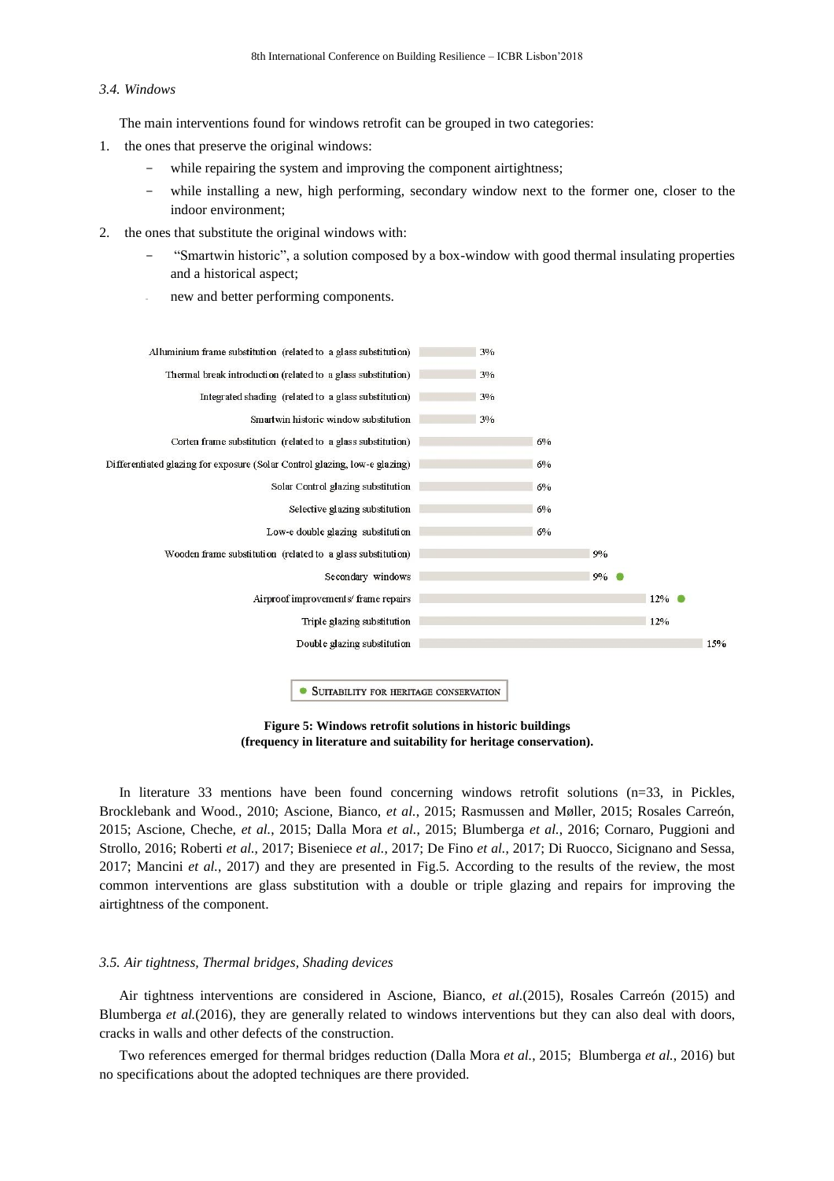### 3.4. Windows

The main interventions found for windows retrofit can be grouped in two categories:

1. the ones that preserve the original windows:
   - while repairing the system and improving the component airtightness;
   - while installing a new, high performing, secondary window next to the former one, closer to the indoor environment;
2. the ones that substitute the original windows with:
   - "Smartwin historic", a solution composed by a box-window with good thermal insulating properties and a historical aspect;
   - new and better performing components.

| Solution | Frequency | Suitability for heritage conservation |
|---|---|---|
| Alluminium frame substitution (related to a glass substitution) | 3% | |
| Thermal break introduction (related to a glass substitution) | 3% | |
| Integrated shading (related to a glass substitution) | 3% | |
| Smartwin historic window substitution | 3% | |
| Corten frame substitution (related to a glass substitution) | 6% | |
| Differentiated glazing for exposure (Solar Control glazing, low-e glazing) | 6% | |
| Solar Control glazing substitution | 6% | |
| Selective glazing substitution | 6% | |
| Low-e double glazing substitution | 6% | |
| Wooden frame substitution (related to a glass substitution) | 9% | |
| Secondary windows | 9% | ● |
| Airproof improvements/ frame repairs | 12% | ● |
| Triple glazing substitution | 12% | |
| Double glazing substitution | 15% | |

● Suitability for heritage conservation

**Figure 5: Windows retrofit solutions in historic buildings (frequency in literature and suitability for heritage conservation).**

In literature 33 mentions have been found concerning windows retrofit solutions (n=33, in Pickles, Brocklebank and Wood., 2010; Ascione, Bianco, *et al.*, 2015; Rasmussen and Møller, 2015; Rosales Carreón, 2015; Ascione, Cheche, *et al.*, 2015; Dalla Mora *et al.*, 2015; Blumberga *et al.*, 2016; Cornaro, Puggioni and Strollo, 2016; Roberti *et al.*, 2017; Biseniece *et al.*, 2017; De Fino *et al.*, 2017; Di Ruocco, Sicignano and Sessa, 2017; Mancini *et al.*, 2017) and they are presented in Fig.5. According to the results of the review, the most common interventions are glass substitution with a double or triple glazing and repairs for improving the airtightness of the component.

### 3.5. Air tightness, Thermal bridges, Shading devices

Air tightness interventions are considered in Ascione, Bianco, *et al.*(2015), Rosales Carreón (2015) and Blumberga *et al.*(2016), they are generally related to windows interventions but they can also deal with doors, cracks in walls and other defects of the construction.

Two references emerged for thermal bridges reduction (Dalla Mora *et al.*, 2015; Blumberga *et al.*, 2016) but no specifications about the adopted techniques are there provided.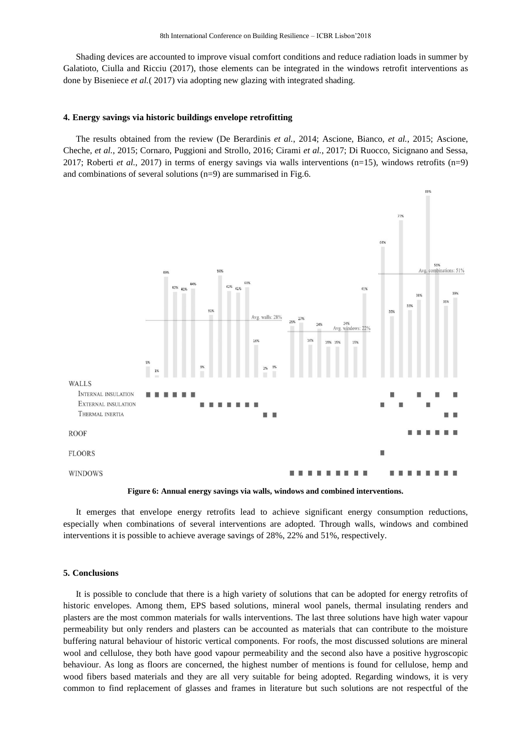Shading devices are accounted to improve visual comfort conditions and reduce radiation loads in summer by Galatioto, Ciulla and Ricciu (2017), those elements can be integrated in the windows retrofit interventions as done by Biseniece *et al.*( 2017) via adopting new glazing with integrated shading.

## 4. Energy savings via historic buildings envelope retrofitting

The results obtained from the review (De Berardinis *et al.*, 2014; Ascione, Bianco, *et al.*, 2015; Ascione, Cheche, *et al.*, 2015; Cornaro, Puggioni and Strollo, 2016; Cirami *et al.*, 2017; Di Ruocco, Sicignano and Sessa, 2017; Roberti *et al.*, 2017) in terms of energy savings via walls interventions (n=15), windows retrofits (n=9) and combinations of several solutions (n=9) are summarised in Fig.6.

**Figure 6: Annual energy savings via walls, windows and combined interventions.**

It emerges that envelope energy retrofits lead to achieve significant energy consumption reductions, especially when combinations of several interventions are adopted. Through walls, windows and combined interventions it is possible to achieve average savings of 28%, 22% and 51%, respectively.

## 5. Conclusions

It is possible to conclude that there is a high variety of solutions that can be adopted for energy retrofits of historic envelopes. Among them, EPS based solutions, mineral wool panels, thermal insulating renders and plasters are the most common materials for walls interventions. The last three solutions have high water vapour permeability but only renders and plasters can be accounted as materials that can contribute to the moisture buffering natural behaviour of historic vertical components. For roofs, the most discussed solutions are mineral wool and cellulose, they both have good vapour permeability and the second also have a positive hygroscopic behaviour. As long as floors are concerned, the highest number of mentions is found for cellulose, hemp and wood fibers based materials and they are all very suitable for being adopted. Regarding windows, it is very common to find replacement of glasses and frames in literature but such solutions are not respectful of the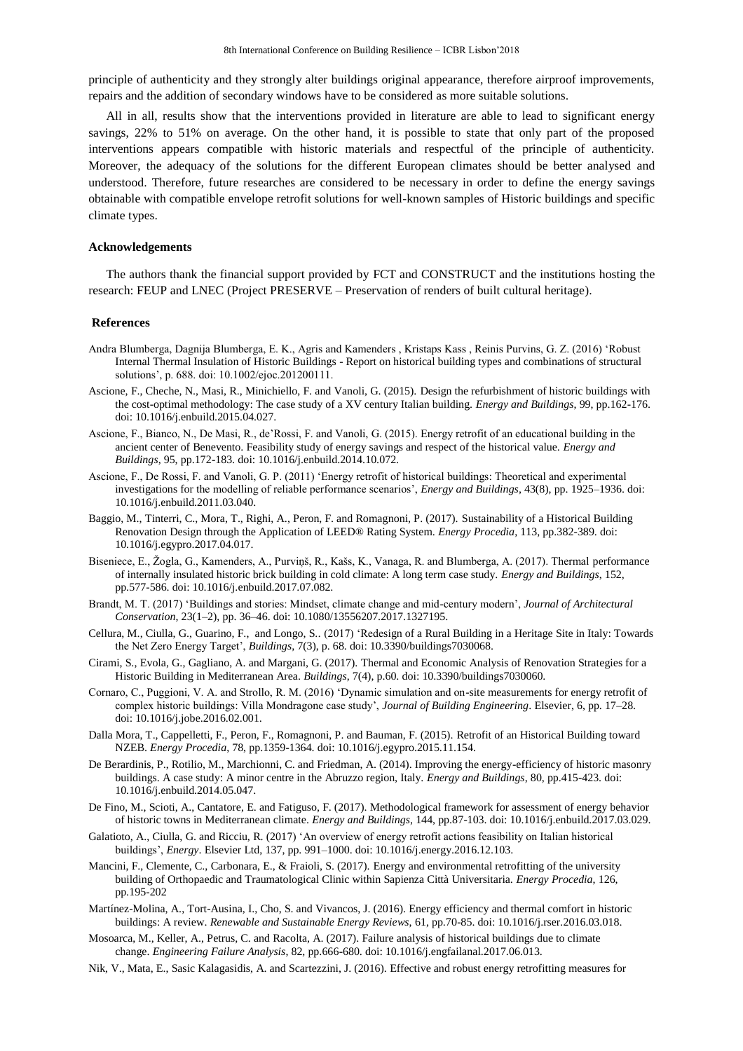principle of authenticity and they strongly alter buildings original appearance, therefore airproof improvements, repairs and the addition of secondary windows have to be considered as more suitable solutions.

All in all, results show that the interventions provided in literature are able to lead to significant energy savings, 22% to 51% on average. On the other hand, it is possible to state that only part of the proposed interventions appears compatible with historic materials and respectful of the principle of authenticity. Moreover, the adequacy of the solutions for the different European climates should be better analysed and understood. Therefore, future researches are considered to be necessary in order to define the energy savings obtainable with compatible envelope retrofit solutions for well-known samples of Historic buildings and specific climate types.

## Acknowledgements

The authors thank the financial support provided by FCT and CONSTRUCT and the institutions hosting the research: FEUP and LNEC (Project PRESERVE – Preservation of renders of built cultural heritage).

## References

Andra Blumberga, Dagnija Blumberga, E. K., Agris and Kamenders , Kristaps Kass , Reinis Purvins, G. Z. (2016) 'Robust Internal Thermal Insulation of Historic Buildings - Report on historical building types and combinations of structural solutions', p. 688. doi: 10.1002/ejoc.201200111.

Ascione, F., Cheche, N., Masi, R., Minichiello, F. and Vanoli, G. (2015). Design the refurbishment of historic buildings with the cost-optimal methodology: The case study of a XV century Italian building. *Energy and Buildings*, 99, pp.162-176. doi: 10.1016/j.enbuild.2015.04.027.

Ascione, F., Bianco, N., De Masi, R., de'Rossi, F. and Vanoli, G. (2015). Energy retrofit of an educational building in the ancient center of Benevento. Feasibility study of energy savings and respect of the historical value. *Energy and Buildings*, 95, pp.172-183. doi: 10.1016/j.enbuild.2014.10.072.

Ascione, F., De Rossi, F. and Vanoli, G. P. (2011) 'Energy retrofit of historical buildings: Theoretical and experimental investigations for the modelling of reliable performance scenarios', *Energy and Buildings*, 43(8), pp. 1925–1936. doi: 10.1016/j.enbuild.2011.03.040.

Baggio, M., Tinterri, C., Mora, T., Righi, A., Peron, F. and Romagnoni, P. (2017). Sustainability of a Historical Building Renovation Design through the Application of LEED® Rating System. *Energy Procedia*, 113, pp.382-389. doi: 10.1016/j.egypro.2017.04.017.

Biseniece, E., Žogla, G., Kamenders, A., Purviņš, R., Kašs, K., Vanaga, R. and Blumberga, A. (2017). Thermal performance of internally insulated historic brick building in cold climate: A long term case study. *Energy and Buildings*, 152, pp.577-586. doi: 10.1016/j.enbuild.2017.07.082.

Brandt, M. T. (2017) 'Buildings and stories: Mindset, climate change and mid-century modern', *Journal of Architectural Conservation*, 23(1–2), pp. 36–46. doi: 10.1080/13556207.2017.1327195.

Cellura, M., Ciulla, G., Guarino, F., and Longo, S.. (2017) 'Redesign of a Rural Building in a Heritage Site in Italy: Towards the Net Zero Energy Target', *Buildings*, 7(3), p. 68. doi: 10.3390/buildings7030068.

Cirami, S., Evola, G., Gagliano, A. and Margani, G. (2017). Thermal and Economic Analysis of Renovation Strategies for a Historic Building in Mediterranean Area. *Buildings*, 7(4), p.60. doi: 10.3390/buildings7030060.

Cornaro, C., Puggioni, V. A. and Strollo, R. M. (2016) 'Dynamic simulation and on-site measurements for energy retrofit of complex historic buildings: Villa Mondragone case study', *Journal of Building Engineering*. Elsevier, 6, pp. 17–28. doi: 10.1016/j.jobe.2016.02.001.

Dalla Mora, T., Cappelletti, F., Peron, F., Romagnoni, P. and Bauman, F. (2015). Retrofit of an Historical Building toward NZEB. *Energy Procedia*, 78, pp.1359-1364. doi: 10.1016/j.egypro.2015.11.154.

De Berardinis, P., Rotilio, M., Marchionni, C. and Friedman, A. (2014). Improving the energy-efficiency of historic masonry buildings. A case study: A minor centre in the Abruzzo region, Italy. *Energy and Buildings*, 80, pp.415-423. doi: 10.1016/j.enbuild.2014.05.047.

De Fino, M., Scioti, A., Cantatore, E. and Fatiguso, F. (2017). Methodological framework for assessment of energy behavior of historic towns in Mediterranean climate. *Energy and Buildings*, 144, pp.87-103. doi: 10.1016/j.enbuild.2017.03.029.

Galatioto, A., Ciulla, G. and Ricciu, R. (2017) 'An overview of energy retrofit actions feasibility on Italian historical buildings', *Energy*. Elsevier Ltd, 137, pp. 991–1000. doi: 10.1016/j.energy.2016.12.103.

Mancini, F., Clemente, C., Carbonara, E., & Fraioli, S. (2017). Energy and environmental retrofitting of the university building of Orthopaedic and Traumatological Clinic within Sapienza Città Universitaria. *Energy Procedia*, 126, pp.195-202

Martínez-Molina, A., Tort-Ausina, I., Cho, S. and Vivancos, J. (2016). Energy efficiency and thermal comfort in historic buildings: A review. *Renewable and Sustainable Energy Reviews*, 61, pp.70-85. doi: 10.1016/j.rser.2016.03.018.

Mosoarca, M., Keller, A., Petrus, C. and Racolta, A. (2017). Failure analysis of historical buildings due to climate change. *Engineering Failure Analysis*, 82, pp.666-680. doi: 10.1016/j.engfailanal.2017.06.013.

Nik, V., Mata, E., Sasic Kalagasidis, A. and Scartezzini, J. (2016). Effective and robust energy retrofitting measures for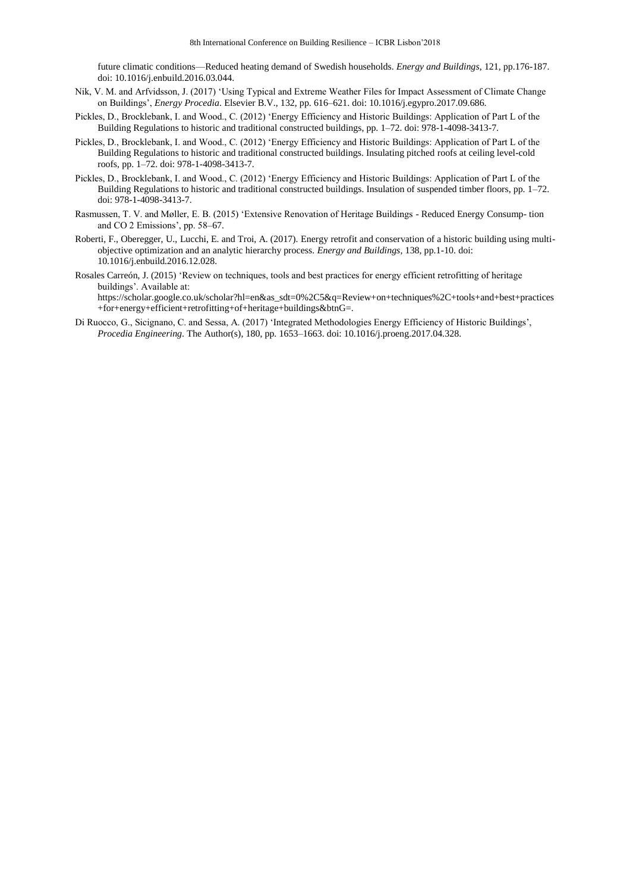future climatic conditions—Reduced heating demand of Swedish households. *Energy and Buildings*, 121, pp.176-187. doi: 10.1016/j.enbuild.2016.03.044.

Nik, V. M. and Arfvidsson, J. (2017) 'Using Typical and Extreme Weather Files for Impact Assessment of Climate Change on Buildings', *Energy Procedia*. Elsevier B.V., 132, pp. 616–621. doi: 10.1016/j.egypro.2017.09.686.

Pickles, D., Brocklebank, I. and Wood., C. (2012) 'Energy Efficiency and Historic Buildings: Application of Part L of the Building Regulations to historic and traditional constructed buildings, pp. 1–72. doi: 978-1-4098-3413-7.

Pickles, D., Brocklebank, I. and Wood., C. (2012) 'Energy Efficiency and Historic Buildings: Application of Part L of the Building Regulations to historic and traditional constructed buildings. Insulating pitched roofs at ceiling level-cold roofs, pp. 1–72. doi: 978-1-4098-3413-7.

Pickles, D., Brocklebank, I. and Wood., C. (2012) 'Energy Efficiency and Historic Buildings: Application of Part L of the Building Regulations to historic and traditional constructed buildings. Insulation of suspended timber floors, pp. 1–72. doi: 978-1-4098-3413-7.

Rasmussen, T. V. and Møller, E. B. (2015) 'Extensive Renovation of Heritage Buildings - Reduced Energy Consump- tion and CO 2 Emissions', pp. 58–67.

Roberti, F., Oberegger, U., Lucchi, E. and Troi, A. (2017). Energy retrofit and conservation of a historic building using multi-objective optimization and an analytic hierarchy process. *Energy and Buildings*, 138, pp.1-10. doi: 10.1016/j.enbuild.2016.12.028.

Rosales Carreón, J. (2015) 'Review on techniques, tools and best practices for energy efficient retrofitting of heritage buildings'. Available at: https://scholar.google.co.uk/scholar?hl=en&as_sdt=0%2C5&q=Review+on+techniques%2C+tools+and+best+practices+for+energy+efficient+retrofitting+of+heritage+buildings&btnG=.

Di Ruocco, G., Sicignano, C. and Sessa, A. (2017) 'Integrated Methodologies Energy Efficiency of Historic Buildings', *Procedia Engineering*. The Author(s), 180, pp. 1653–1663. doi: 10.1016/j.proeng.2017.04.328.